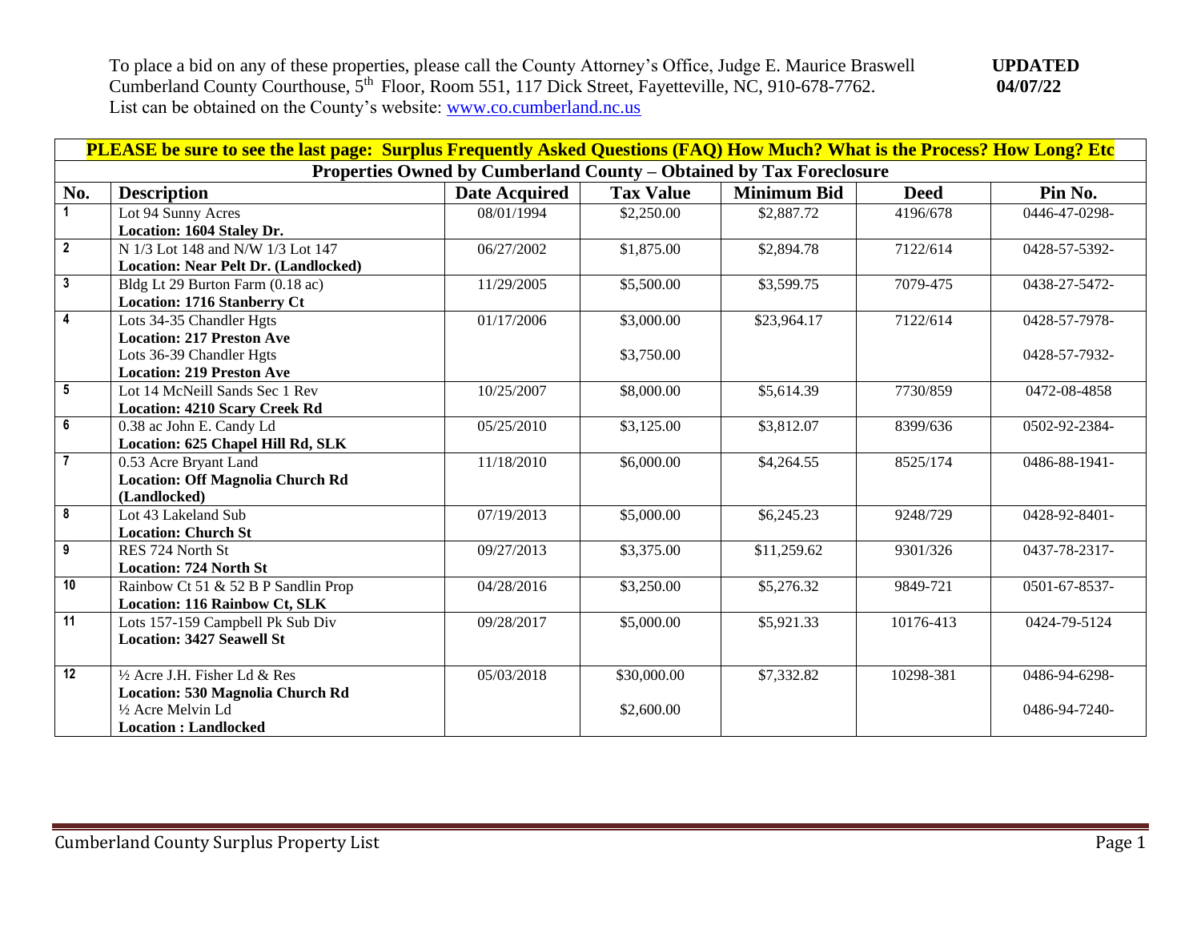To place a bid on any of these properties, please call the County Attorney's Office, Judge E. Maurice Braswell Cumberland County Courthouse, 5th Floor, Room 551, 117 Dick Street, Fayetteville, NC, 910-678-7762. List can be obtained on the County's website: [www.co.cumberland.nc.us](www.co.cumberland.nc.us)

**UPDATED 04/07/22**

**PLEASE be sure to see the last page: Surplus Frequently Asked Questions (FAQ) How Much? What is the Process? How Long? Etc**

## Properties Owned by Cumberland County – Obtained by Tax Foreclosure

| No. | Description | Date Acquired | Tax Value | Minimum Bid | Deed | Pin No. |
|---|---|---|---|---|---|---|
| 1 | Lot 94 Sunny Acres<br>**Location: 1604 Staley Dr.** | 08/01/1994 | $2,250.00 | $2,887.72 | 4196/678 | 0446-47-0298- |
| 2 | N 1/3 Lot 148 and N/W 1/3 Lot 147<br>**Location: Near Pelt Dr. (Landlocked)** | 06/27/2002 | $1,875.00 | $2,894.78 | 7122/614 | 0428-57-5392- |
| 3 | Bldg Lt 29 Burton Farm (0.18 ac)<br>**Location: 1716 Stanberry Ct** | 11/29/2005 | $5,500.00 | $3,599.75 | 7079-475 | 0438-27-5472- |
| 4 | Lots 34-35 Chandler Hgts<br>**Location: 217 Preston Ave**<br>Lots 36-39 Chandler Hgts<br>**Location: 219 Preston Ave** | 01/17/2006 | $3,000.00<br><br>$3,750.00 | $23,964.17 | 7122/614 | 0428-57-7978-<br><br>0428-57-7932- |
| 5 | Lot 14 McNeill Sands Sec 1 Rev<br>**Location: 4210 Scary Creek Rd** | 10/25/2007 | $8,000.00 | $5,614.39 | 7730/859 | 0472-08-4858 |
| 6 | 0.38 ac John E. Candy Ld<br>**Location: 625 Chapel Hill Rd, SLK** | 05/25/2010 | $3,125.00 | $3,812.07 | 8399/636 | 0502-92-2384- |
| 7 | 0.53 Acre Bryant Land<br>**Location: Off Magnolia Church Rd (Landlocked)** | 11/18/2010 | $6,000.00 | $4,264.55 | 8525/174 | 0486-88-1941- |
| 8 | Lot 43 Lakeland Sub<br>**Location: Church St** | 07/19/2013 | $5,000.00 | $6,245.23 | 9248/729 | 0428-92-8401- |
| 9 | RES 724 North St<br>**Location: 724 North St** | 09/27/2013 | $3,375.00 | $11,259.62 | 9301/326 | 0437-78-2317- |
| 10 | Rainbow Ct 51 & 52 B P Sandlin Prop<br>**Location: 116 Rainbow Ct, SLK** | 04/28/2016 | $3,250.00 | $5,276.32 | 9849-721 | 0501-67-8537- |
| 11 | Lots 157-159 Campbell Pk Sub Div<br>**Location: 3427 Seawell St** | 09/28/2017 | $5,000.00 | $5,921.33 | 10176-413 | 0424-79-5124 |
| 12 | ½ Acre J.H. Fisher Ld & Res<br>**Location: 530 Magnolia Church Rd**<br>½ Acre Melvin Ld<br>**Location : Landlocked** | 05/03/2018 | $30,000.00<br><br>$2,600.00 | $7,332.82 | 10298-381 | 0486-94-6298-<br><br>0486-94-7240- |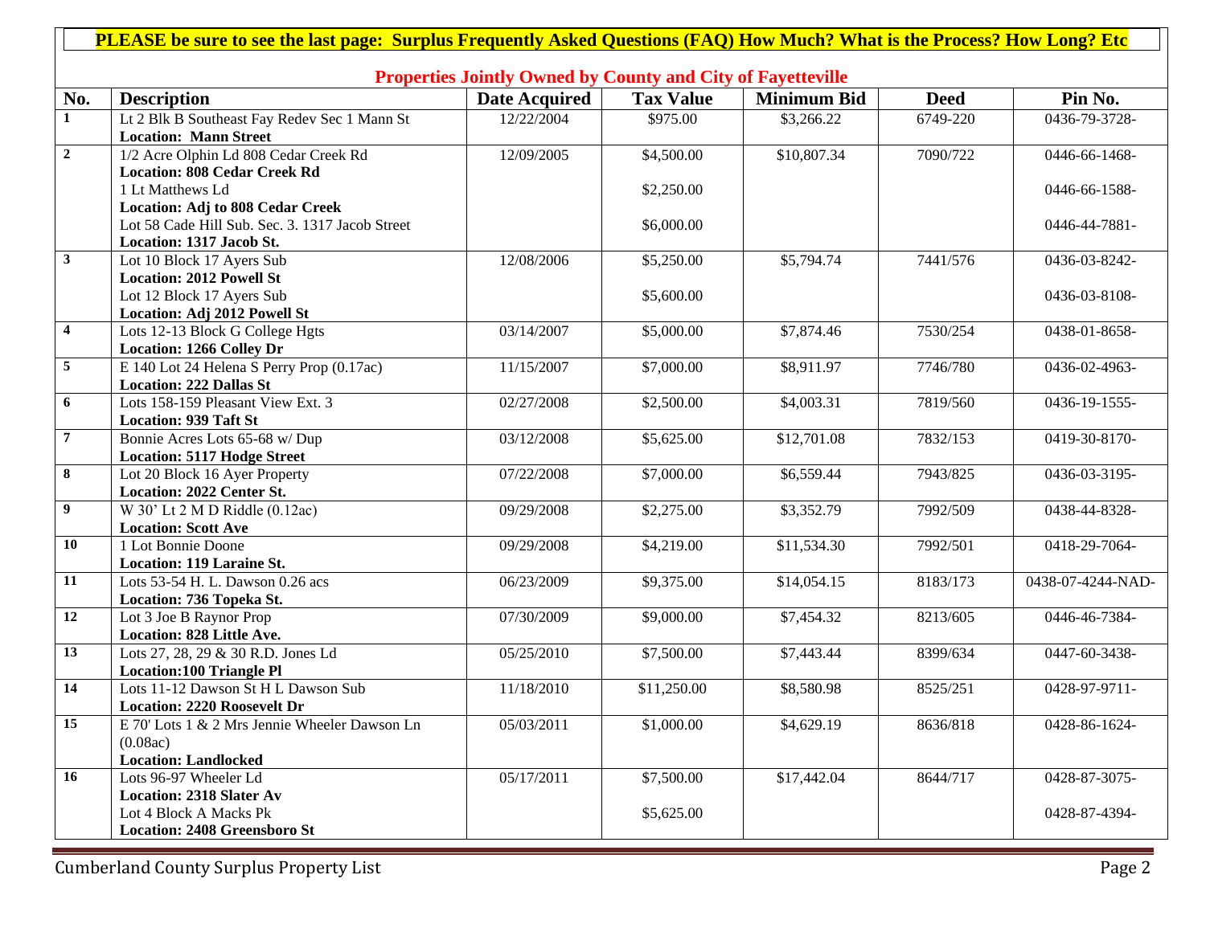**PLEASE be sure to see the last page: Surplus Frequently Asked Questions (FAQ) How Much? What is the Process? How Long? Etc**

## Properties Jointly Owned by County and City of Fayetteville

| No. | Description | Date Acquired | Tax Value | Minimum Bid | Deed | Pin No. |
|---|---|---|---|---|---|---|
| 1 | Lt 2 Blk B Southeast Fay Redev Sec 1 Mann St<br>**Location: Mann Street** | 12/22/2004 | $975.00 | $3,266.22 | 6749-220 | 0436-79-3728- |
| 2 | 1/2 Acre Olphin Ld 808 Cedar Creek Rd<br>**Location: 808 Cedar Creek Rd** | 12/09/2005 | $4,500.00 | $10,807.34 | 7090/722 | 0446-66-1468- |
| | 1 Lt Matthews Ld<br>**Location: Adj to 808 Cedar Creek** | | $2,250.00 | | | 0446-66-1588- |
| | Lot 58 Cade Hill Sub. Sec. 3. 1317 Jacob Street<br>**Location: 1317 Jacob St.** | | $6,000.00 | | | 0446-44-7881- |
| 3 | Lot 10 Block 17 Ayers Sub<br>**Location: 2012 Powell St** | 12/08/2006 | $5,250.00 | $5,794.74 | 7441/576 | 0436-03-8242- |
| | Lot 12 Block 17 Ayers Sub<br>**Location: Adj 2012 Powell St** | | $5,600.00 | | | 0436-03-8108- |
| 4 | Lots 12-13 Block G College Hgts<br>**Location: 1266 Colley Dr** | 03/14/2007 | $5,000.00 | $7,874.46 | 7530/254 | 0438-01-8658- |
| 5 | E 140 Lot 24 Helena S Perry Prop (0.17ac)<br>**Location: 222 Dallas St** | 11/15/2007 | $7,000.00 | $8,911.97 | 7746/780 | 0436-02-4963- |
| 6 | Lots 158-159 Pleasant View Ext. 3<br>**Location: 939 Taft St** | 02/27/2008 | $2,500.00 | $4,003.31 | 7819/560 | 0436-19-1555- |
| 7 | Bonnie Acres Lots 65-68 w/ Dup<br>**Location: 5117 Hodge Street** | 03/12/2008 | $5,625.00 | $12,701.08 | 7832/153 | 0419-30-8170- |
| 8 | Lot 20 Block 16 Ayer Property<br>**Location: 2022 Center St.** | 07/22/2008 | $7,000.00 | $6,559.44 | 7943/825 | 0436-03-3195- |
| 9 | W 30' Lt 2 M D Riddle (0.12ac)<br>**Location: Scott Ave** | 09/29/2008 | $2,275.00 | $3,352.79 | 7992/509 | 0438-44-8328- |
| 10 | 1 Lot Bonnie Doone<br>**Location: 119 Laraine St.** | 09/29/2008 | $4,219.00 | $11,534.30 | 7992/501 | 0418-29-7064- |
| 11 | Lots 53-54 H. L. Dawson 0.26 acs<br>**Location: 736 Topeka St.** | 06/23/2009 | $9,375.00 | $14,054.15 | 8183/173 | 0438-07-4244-NAD- |
| 12 | Lot 3 Joe B Raynor Prop<br>**Location: 828 Little Ave.** | 07/30/2009 | $9,000.00 | $7,454.32 | 8213/605 | 0446-46-7384- |
| 13 | Lots 27, 28, 29 & 30 R.D. Jones Ld<br>**Location:100 Triangle Pl** | 05/25/2010 | $7,500.00 | $7,443.44 | 8399/634 | 0447-60-3438- |
| 14 | Lots 11-12 Dawson St H L Dawson Sub<br>**Location: 2220 Roosevelt Dr** | 11/18/2010 | $11,250.00 | $8,580.98 | 8525/251 | 0428-97-9711- |
| 15 | E 70' Lots 1 & 2 Mrs Jennie Wheeler Dawson Ln (0.08ac)<br>**Location: Landlocked** | 05/03/2011 | $1,000.00 | $4,629.19 | 8636/818 | 0428-86-1624- |
| 16 | Lots 96-97 Wheeler Ld<br>**Location: 2318 Slater Av** | 05/17/2011 | $7,500.00 | $17,442.04 | 8644/717 | 0428-87-3075- |
| | Lot 4 Block A Macks Pk<br>**Location: 2408 Greensboro St** | | $5,625.00 | | | 0428-87-4394- |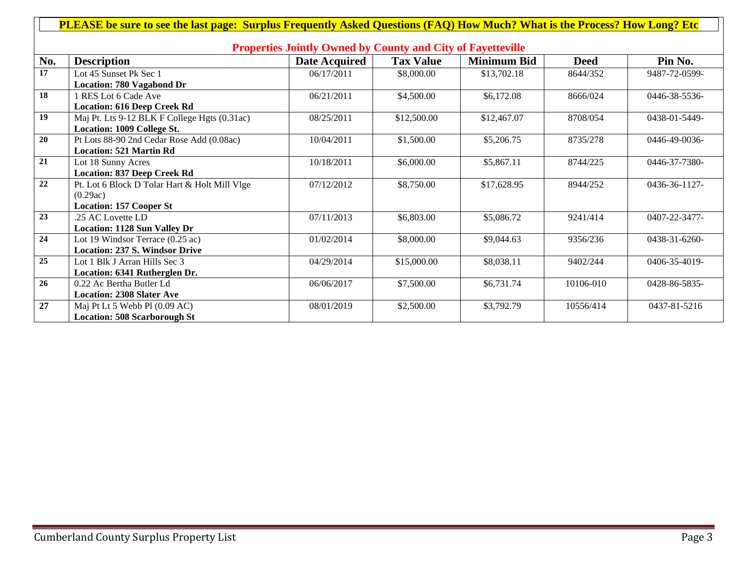**PLEASE be sure to see the last page: Surplus Frequently Asked Questions (FAQ) How Much? What is the Process? How Long? Etc**

## Properties Jointly Owned by County and City of Fayetteville

| No. | Description | Date Acquired | Tax Value | Minimum Bid | Deed | Pin No. |
|---|---|---|---|---|---|---|
| 17 | Lot 45 Sunset Pk Sec 1<br>**Location: 780 Vagabond Dr** | 06/17/2011 | $8,000.00 | $13,702.18 | 8644/352 | 9487-72-0599- |
| 18 | 1 RES Lot 6 Cade Ave<br>**Location: 616 Deep Creek Rd** | 06/21/2011 | $4,500.00 | $6,172.08 | 8666/024 | 0446-38-5536- |
| 19 | Maj Pt. Lts 9-12 BLK F College Hgts (0.31ac)<br>**Location: 1009 College St.** | 08/25/2011 | $12,500.00 | $12,467.07 | 8708/054 | 0438-01-5449- |
| 20 | Pt Lots 88-90 2nd Cedar Rose Add (0.08ac)<br>**Location: 521 Martin Rd** | 10/04/2011 | $1,500.00 | $5,206.75 | 8735/278 | 0446-49-0036- |
| 21 | Lot 18 Sunny Acres<br>**Location: 837 Deep Creek Rd** | 10/18/2011 | $6,000.00 | $5,867.11 | 8744/225 | 0446-37-7380- |
| 22 | Pt. Lot 6 Block D Tolar Hart & Holt Mill Vlge (0.29ac)<br>**Location: 157 Cooper St** | 07/12/2012 | $8,750.00 | $17,628.95 | 8944/252 | 0436-36-1127- |
| 23 | .25 AC Lovette LD<br>**Location: 1128 Sun Valley Dr** | 07/11/2013 | $6,803.00 | $5,086.72 | 9241/414 | 0407-22-3477- |
| 24 | Lot 19 Windsor Terrace (0.25 ac)<br>**Location: 237 S. Windsor Drive** | 01/02/2014 | $8,000.00 | $9,044.63 | 9356/236 | 0438-31-6260- |
| 25 | Lot 1 Blk J Arran Hills Sec 3<br>**Location: 6341 Rutherglen Dr.** | 04/29/2014 | $15,000.00 | $8,038.11 | 9402/244 | 0406-35-4019- |
| 26 | 0.22 Ac Bertha Butler Ld<br>**Location: 2308 Slater Ave** | 06/06/2017 | $7,500.00 | $6,731.74 | 10106-010 | 0428-86-5835- |
| 27 | Maj Pt Lt 5 Webb Pl (0.09 AC)<br>**Location: 508 Scarborough St** | 08/01/2019 | $2,500.00 | $3,792.79 | 10556/414 | 0437-81-5216 |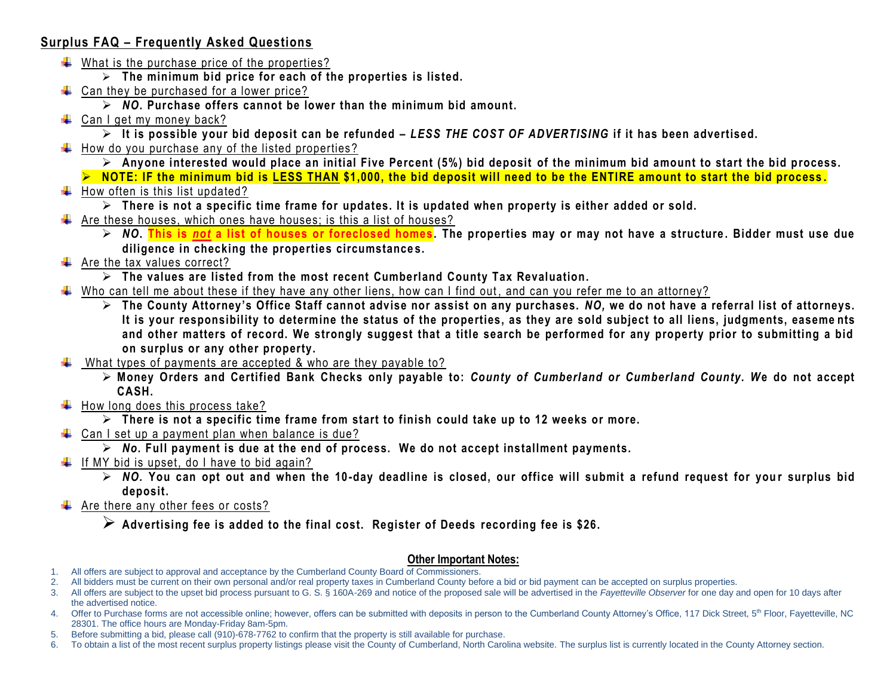## Surplus FAQ – Frequently Asked Questions

- What is the purchase price of the properties?
  - **The minimum bid price for each of the properties is listed.**
- Can they be purchased for a lower price?
  - ***NO*. Purchase offers cannot be lower than the minimum bid amount.**
- Can I get my money back?
  - **It is possible your bid deposit can be refunded – *LESS THE COST OF ADVERTISING* if it has been advertised.**
- How do you purchase any of the listed properties?
  - **Anyone interested would place an initial Five Percent (5%) bid deposit of the minimum bid amount to start the bid process.**
  - **NOTE: IF the minimum bid is LESS THAN $1,000, the bid deposit will need to be the ENTIRE amount to start the bid process.**
- How often is this list updated?
  - **There is not a specific time frame for updates. It is updated when property is either added or sold.**
- Are these houses, which ones have houses; is this a list of houses?
  - ***NO*. This is *not* a list of houses or foreclosed homes. The properties may or may not have a structure. Bidder must use due diligence in checking the properties circumstances.**
- Are the tax values correct?
  - **The values are listed from the most recent Cumberland County Tax Revaluation.**
- Who can tell me about these if they have any other liens, how can I find out, and can you refer me to an attorney?
  - **The County Attorney's Office Staff cannot advise nor assist on any purchases. *NO,* we do not have a referral list of attorneys. It is your responsibility to determine the status of the properties, as they are sold subject to all liens, judgments, easements and other matters of record. We strongly suggest that a title search be performed for any property prior to submitting a bid on surplus or any other property.**
- What types of payments are accepted & who are they payable to?
  - **Money Orders and Certified Bank Checks only payable to: *County of Cumberland or Cumberland County. W*e do not accept CASH.**
- How long does this process take?
  - **There is not a specific time frame from start to finish could take up to 12 weeks or more.**
- Can I set up a payment plan when balance is due?
  - ***No*. Full payment is due at the end of process. We do not accept installment payments.**
- If MY bid is upset, do I have to bid again?
  - ***NO*. You can opt out and when the 10-day deadline is closed, our office will submit a refund request for your surplus bid deposit.**
- Are there any other fees or costs?
  - **Advertising fee is added to the final cost. Register of Deeds recording fee is $26.**

### Other Important Notes:

1. All offers are subject to approval and acceptance by the Cumberland County Board of Commissioners.
2. All bidders must be current on their own personal and/or real property taxes in Cumberland County before a bid or bid payment can be accepted on surplus properties.
3. All offers are subject to the upset bid process pursuant to G. S. § 160A-269 and notice of the proposed sale will be advertised in the *Fayetteville Observer* for one day and open for 10 days after the advertised notice.
4. Offer to Purchase forms are not accessible online; however, offers can be submitted with deposits in person to the Cumberland County Attorney's Office, 117 Dick Street, 5th Floor, Fayetteville, NC 28301. The office hours are Monday-Friday 8am-5pm.
5. Before submitting a bid, please call (910)-678-7762 to confirm that the property is still available for purchase.
6. To obtain a list of the most recent surplus property listings please visit the County of Cumberland, North Carolina website. The surplus list is currently located in the County Attorney section.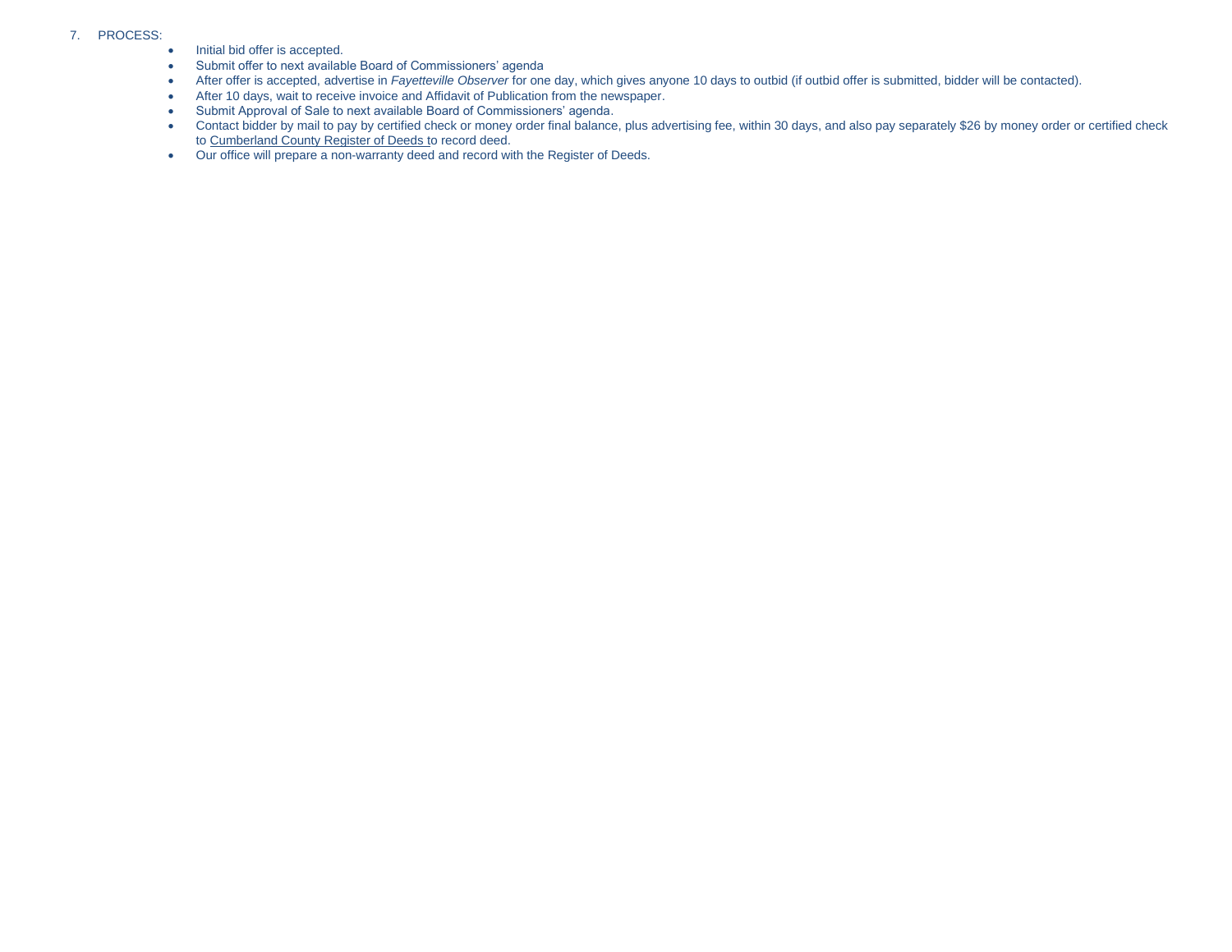7. PROCESS:

- Initial bid offer is accepted.
- Submit offer to next available Board of Commissioners' agenda
- After offer is accepted, advertise in *Fayetteville Observer* for one day, which gives anyone 10 days to outbid (if outbid offer is submitted, bidder will be contacted).
- After 10 days, wait to receive invoice and Affidavit of Publication from the newspaper.
- Submit Approval of Sale to next available Board of Commissioners' agenda.
- Contact bidder by mail to pay by certified check or money order final balance, plus advertising fee, within 30 days, and also pay separately $26 by money order or certified check to Cumberland County Register of Deeds to record deed.
- Our office will prepare a non-warranty deed and record with the Register of Deeds.